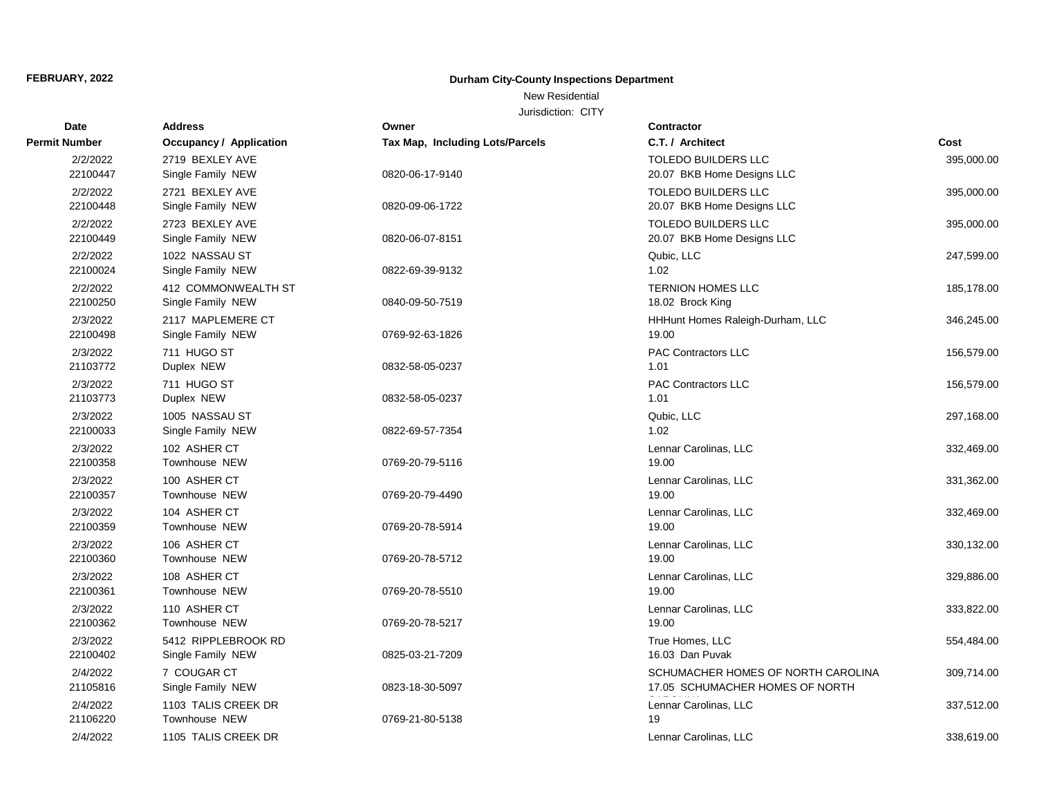FEBRUARY, 2022

**Durham City-County Inspections Department**

New Residential

Jurisdiction: CITY

| Date / Permit Number | Address / Occupancy / Application | Owner / Tax Map, Including Lots/Parcels | Contractor / C.T. / Architect | Cost |
|---|---|---|---|---|
| 2/2/2022 22100447 | 2719 BEXLEY AVE Single Family NEW | 0820-06-17-9140 | TOLEDO BUILDERS LLC 20.07 BKB Home Designs LLC | 395,000.00 |
| 2/2/2022 22100448 | 2721 BEXLEY AVE Single Family NEW | 0820-09-06-1722 | TOLEDO BUILDERS LLC 20.07 BKB Home Designs LLC | 395,000.00 |
| 2/2/2022 22100449 | 2723 BEXLEY AVE Single Family NEW | 0820-06-07-8151 | TOLEDO BUILDERS LLC 20.07 BKB Home Designs LLC | 395,000.00 |
| 2/2/2022 22100024 | 1022 NASSAU ST Single Family NEW | 0822-69-39-9132 | Qubic, LLC 1.02 | 247,599.00 |
| 2/2/2022 22100250 | 412 COMMONWEALTH ST Single Family NEW | 0840-09-50-7519 | TERNION HOMES LLC 18.02 Brock King | 185,178.00 |
| 2/3/2022 22100498 | 2117 MAPLEMERE CT Single Family NEW | 0769-92-63-1826 | HHHunt Homes Raleigh-Durham, LLC 19.00 | 346,245.00 |
| 2/3/2022 21103772 | 711 HUGO ST Duplex NEW | 0832-58-05-0237 | PAC Contractors LLC 1.01 | 156,579.00 |
| 2/3/2022 21103773 | 711 HUGO ST Duplex NEW | 0832-58-05-0237 | PAC Contractors LLC 1.01 | 156,579.00 |
| 2/3/2022 22100033 | 1005 NASSAU ST Single Family NEW | 0822-69-57-7354 | Qubic, LLC 1.02 | 297,168.00 |
| 2/3/2022 22100358 | 102 ASHER CT Townhouse NEW | 0769-20-79-5116 | Lennar Carolinas, LLC 19.00 | 332,469.00 |
| 2/3/2022 22100357 | 100 ASHER CT Townhouse NEW | 0769-20-79-4490 | Lennar Carolinas, LLC 19.00 | 331,362.00 |
| 2/3/2022 22100359 | 104 ASHER CT Townhouse NEW | 0769-20-78-5914 | Lennar Carolinas, LLC 19.00 | 332,469.00 |
| 2/3/2022 22100360 | 106 ASHER CT Townhouse NEW | 0769-20-78-5712 | Lennar Carolinas, LLC 19.00 | 330,132.00 |
| 2/3/2022 22100361 | 108 ASHER CT Townhouse NEW | 0769-20-78-5510 | Lennar Carolinas, LLC 19.00 | 329,886.00 |
| 2/3/2022 22100362 | 110 ASHER CT Townhouse NEW | 0769-20-78-5217 | Lennar Carolinas, LLC 19.00 | 333,822.00 |
| 2/3/2022 22100402 | 5412 RIPPLEBROOK RD Single Family NEW | 0825-03-21-7209 | True Homes, LLC 16.03 Dan Puvak | 554,484.00 |
| 2/4/2022 21105816 | 7 COUGAR CT Single Family NEW | 0823-18-30-5097 | SCHUMACHER HOMES OF NORTH CAROLINA 17.05 SCHUMACHER HOMES OF NORTH CAROLINA | 309,714.00 |
| 2/4/2022 21106220 | 1103 TALIS CREEK DR Townhouse NEW | 0769-21-80-5138 | Lennar Carolinas, LLC 19 | 337,512.00 |
| 2/4/2022 | 1105 TALIS CREEK DR | | Lennar Carolinas, LLC | 338,619.00 |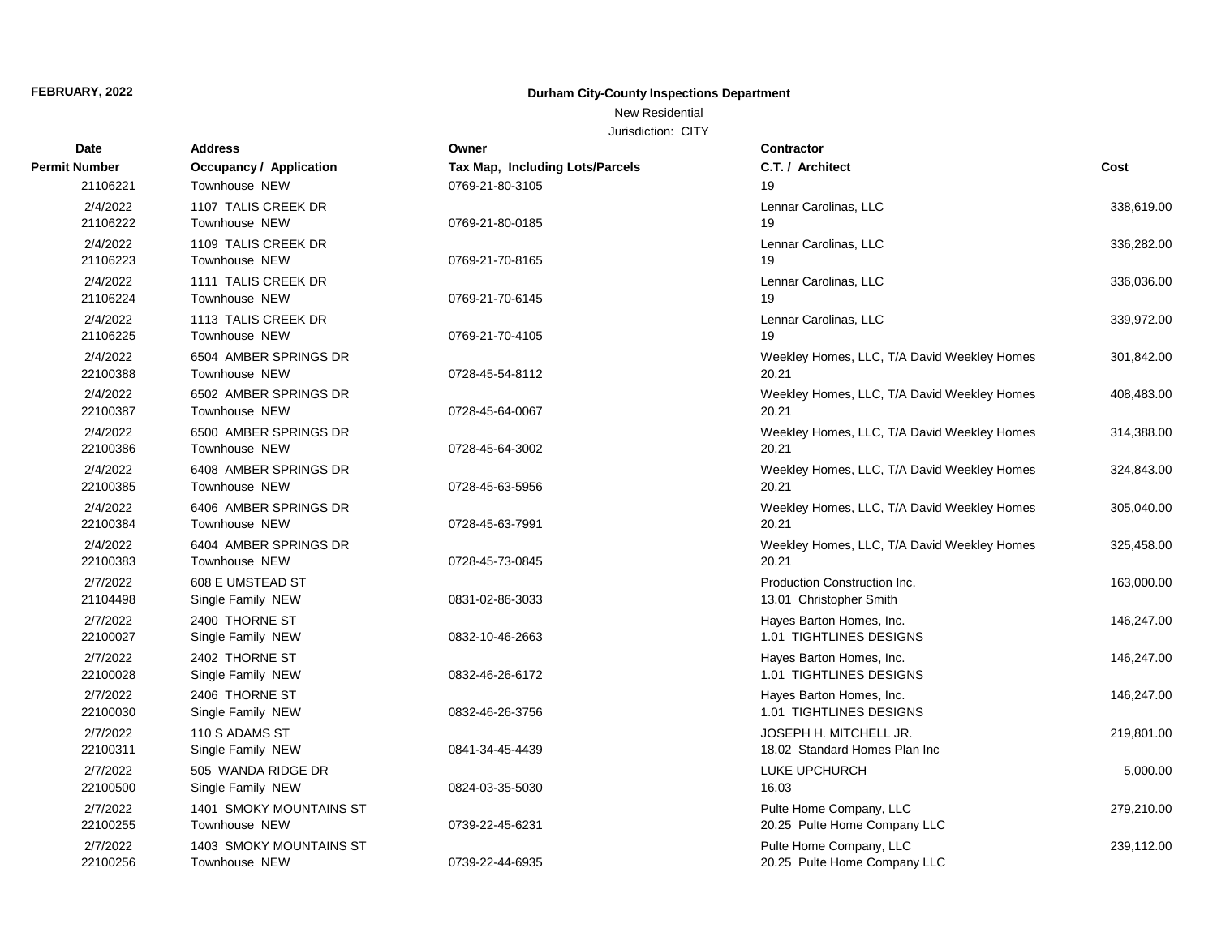**FEBRUARY, 2022**

**Durham City-County Inspections Department**

New Residential

Jurisdiction: CITY

| Date | Permit Number | Address | Occupancy / Application | Owner | Tax Map, Including Lots/Parcels | Contractor | C.T. / Architect | Cost |
|---|---|---|---|---|---|---|---|---|
| | 21106221 | | Townhouse NEW | | 0769-21-80-3105 | | 19 | |
| 2/4/2022 | 21106222 | 1107 TALIS CREEK DR | Townhouse NEW | | 0769-21-80-0185 | Lennar Carolinas, LLC | 19 | 338,619.00 |
| 2/4/2022 | 21106223 | 1109 TALIS CREEK DR | Townhouse NEW | | 0769-21-70-8165 | Lennar Carolinas, LLC | 19 | 336,282.00 |
| 2/4/2022 | 21106224 | 1111 TALIS CREEK DR | Townhouse NEW | | 0769-21-70-6145 | Lennar Carolinas, LLC | 19 | 336,036.00 |
| 2/4/2022 | 21106225 | 1113 TALIS CREEK DR | Townhouse NEW | | 0769-21-70-4105 | Lennar Carolinas, LLC | 19 | 339,972.00 |
| 2/4/2022 | 22100388 | 6504 AMBER SPRINGS DR | Townhouse NEW | | 0728-45-54-8112 | Weekley Homes, LLC, T/A David Weekley Homes | 20.21 | 301,842.00 |
| 2/4/2022 | 22100387 | 6502 AMBER SPRINGS DR | Townhouse NEW | | 0728-45-64-0067 | Weekley Homes, LLC, T/A David Weekley Homes | 20.21 | 408,483.00 |
| 2/4/2022 | 22100386 | 6500 AMBER SPRINGS DR | Townhouse NEW | | 0728-45-64-3002 | Weekley Homes, LLC, T/A David Weekley Homes | 20.21 | 314,388.00 |
| 2/4/2022 | 22100385 | 6408 AMBER SPRINGS DR | Townhouse NEW | | 0728-45-63-5956 | Weekley Homes, LLC, T/A David Weekley Homes | 20.21 | 324,843.00 |
| 2/4/2022 | 22100384 | 6406 AMBER SPRINGS DR | Townhouse NEW | | 0728-45-63-7991 | Weekley Homes, LLC, T/A David Weekley Homes | 20.21 | 305,040.00 |
| 2/4/2022 | 22100383 | 6404 AMBER SPRINGS DR | Townhouse NEW | | 0728-45-73-0845 | Weekley Homes, LLC, T/A David Weekley Homes | 20.21 | 325,458.00 |
| 2/7/2022 | 21104498 | 608 E UMSTEAD ST | Single Family NEW | | 0831-02-86-3033 | Production Construction Inc. | 13.01 Christopher Smith | 163,000.00 |
| 2/7/2022 | 22100027 | 2400 THORNE ST | Single Family NEW | | 0832-10-46-2663 | Hayes Barton Homes, Inc. | 1.01 TIGHTLINES DESIGNS | 146,247.00 |
| 2/7/2022 | 22100028 | 2402 THORNE ST | Single Family NEW | | 0832-46-26-6172 | Hayes Barton Homes, Inc. | 1.01 TIGHTLINES DESIGNS | 146,247.00 |
| 2/7/2022 | 22100030 | 2406 THORNE ST | Single Family NEW | | 0832-46-26-3756 | Hayes Barton Homes, Inc. | 1.01 TIGHTLINES DESIGNS | 146,247.00 |
| 2/7/2022 | 22100311 | 110 S ADAMS ST | Single Family NEW | | 0841-34-45-4439 | JOSEPH H. MITCHELL JR. | 18.02 Standard Homes Plan Inc | 219,801.00 |
| 2/7/2022 | 22100500 | 505 WANDA RIDGE DR | Single Family NEW | | 0824-03-35-5030 | LUKE UPCHURCH | 16.03 | 5,000.00 |
| 2/7/2022 | 22100255 | 1401 SMOKY MOUNTAINS ST | Townhouse NEW | | 0739-22-45-6231 | Pulte Home Company, LLC | 20.25 Pulte Home Company LLC | 279,210.00 |
| 2/7/2022 | 22100256 | 1403 SMOKY MOUNTAINS ST | Townhouse NEW | | 0739-22-44-6935 | Pulte Home Company, LLC | 20.25 Pulte Home Company LLC | 239,112.00 |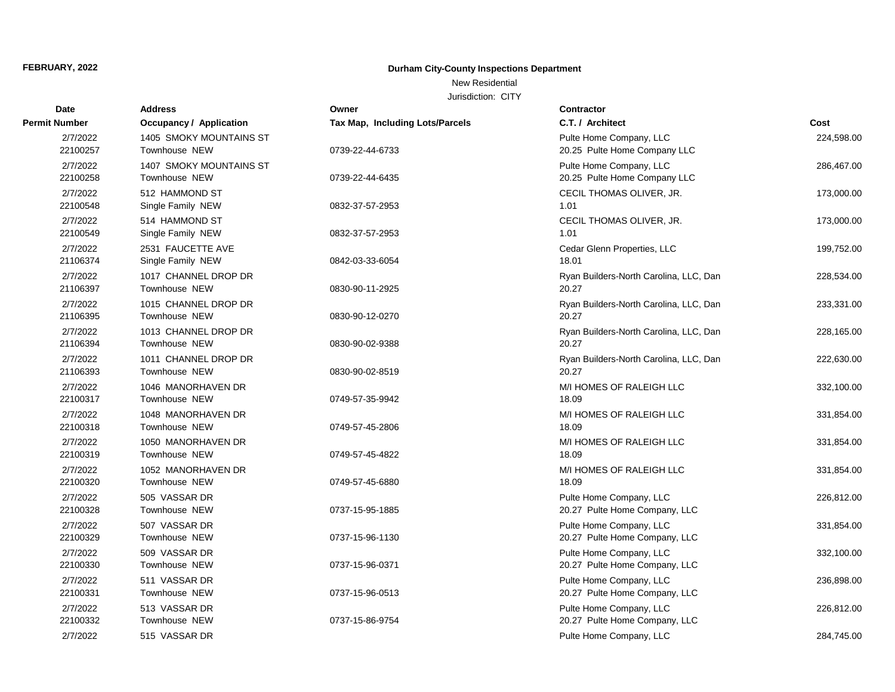**FEBRUARY, 2022**

**Durham City-County Inspections Department**

New Residential

Jurisdiction: CITY

| Date / Permit Number | Address / Occupancy / Application | Owner / Tax Map, Including Lots/Parcels | Contractor / C.T. / Architect | Cost |
|---|---|---|---|---|
| 2/7/2022<br>22100257 | 1405 SMOKY MOUNTAINS ST<br>Townhouse NEW | 0739-22-44-6733 | Pulte Home Company, LLC<br>20.25 Pulte Home Company LLC | 224,598.00 |
| 2/7/2022<br>22100258 | 1407 SMOKY MOUNTAINS ST<br>Townhouse NEW | 0739-22-44-6435 | Pulte Home Company, LLC<br>20.25 Pulte Home Company LLC | 286,467.00 |
| 2/7/2022<br>22100548 | 512 HAMMOND ST<br>Single Family NEW | 0832-37-57-2953 | CECIL THOMAS OLIVER, JR.<br>1.01 | 173,000.00 |
| 2/7/2022<br>22100549 | 514 HAMMOND ST<br>Single Family NEW | 0832-37-57-2953 | CECIL THOMAS OLIVER, JR.<br>1.01 | 173,000.00 |
| 2/7/2022<br>21106374 | 2531 FAUCETTE AVE<br>Single Family NEW | 0842-03-33-6054 | Cedar Glenn Properties, LLC<br>18.01 | 199,752.00 |
| 2/7/2022<br>21106397 | 1017 CHANNEL DROP DR<br>Townhouse NEW | 0830-90-11-2925 | Ryan Builders-North Carolina, LLC, Dan<br>20.27 | 228,534.00 |
| 2/7/2022<br>21106395 | 1015 CHANNEL DROP DR<br>Townhouse NEW | 0830-90-12-0270 | Ryan Builders-North Carolina, LLC, Dan<br>20.27 | 233,331.00 |
| 2/7/2022<br>21106394 | 1013 CHANNEL DROP DR<br>Townhouse NEW | 0830-90-02-9388 | Ryan Builders-North Carolina, LLC, Dan<br>20.27 | 228,165.00 |
| 2/7/2022<br>21106393 | 1011 CHANNEL DROP DR<br>Townhouse NEW | 0830-90-02-8519 | Ryan Builders-North Carolina, LLC, Dan<br>20.27 | 222,630.00 |
| 2/7/2022<br>22100317 | 1046 MANORHAVEN DR<br>Townhouse NEW | 0749-57-35-9942 | M/I HOMES OF RALEIGH LLC<br>18.09 | 332,100.00 |
| 2/7/2022<br>22100318 | 1048 MANORHAVEN DR<br>Townhouse NEW | 0749-57-45-2806 | M/I HOMES OF RALEIGH LLC<br>18.09 | 331,854.00 |
| 2/7/2022<br>22100319 | 1050 MANORHAVEN DR<br>Townhouse NEW | 0749-57-45-4822 | M/I HOMES OF RALEIGH LLC<br>18.09 | 331,854.00 |
| 2/7/2022<br>22100320 | 1052 MANORHAVEN DR<br>Townhouse NEW | 0749-57-45-6880 | M/I HOMES OF RALEIGH LLC<br>18.09 | 331,854.00 |
| 2/7/2022<br>22100328 | 505 VASSAR DR<br>Townhouse NEW | 0737-15-95-1885 | Pulte Home Company, LLC<br>20.27 Pulte Home Company, LLC | 226,812.00 |
| 2/7/2022<br>22100329 | 507 VASSAR DR<br>Townhouse NEW | 0737-15-96-1130 | Pulte Home Company, LLC<br>20.27 Pulte Home Company, LLC | 331,854.00 |
| 2/7/2022<br>22100330 | 509 VASSAR DR<br>Townhouse NEW | 0737-15-96-0371 | Pulte Home Company, LLC<br>20.27 Pulte Home Company, LLC | 332,100.00 |
| 2/7/2022<br>22100331 | 511 VASSAR DR<br>Townhouse NEW | 0737-15-96-0513 | Pulte Home Company, LLC<br>20.27 Pulte Home Company, LLC | 236,898.00 |
| 2/7/2022<br>22100332 | 513 VASSAR DR<br>Townhouse NEW | 0737-15-86-9754 | Pulte Home Company, LLC<br>20.27 Pulte Home Company, LLC | 226,812.00 |
| 2/7/2022 | 515 VASSAR DR | | Pulte Home Company, LLC | 284,745.00 |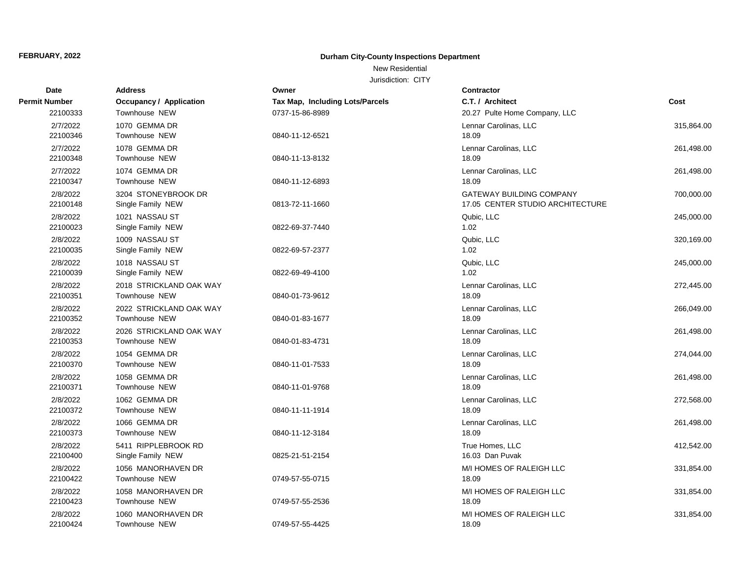**FEBRUARY, 2022**

**Durham City-County Inspections Department**

New Residential

Jurisdiction: CITY

| Date<br>Permit Number | Address<br>Occupancy / Application | Owner<br>Tax Map, Including Lots/Parcels | Contractor<br>C.T. / Architect | Cost |
|---|---|---|---|---|
| 22100333 | Townhouse NEW | 0737-15-86-8989 | 20.27 Pulte Home Company, LLC | |
| 2/7/2022 | 1070 GEMMA DR | | Lennar Carolinas, LLC | 315,864.00 |
| 22100346 | Townhouse NEW | 0840-11-12-6521 | 18.09 | |
| 2/7/2022 | 1078 GEMMA DR | | Lennar Carolinas, LLC | 261,498.00 |
| 22100348 | Townhouse NEW | 0840-11-13-8132 | 18.09 | |
| 2/7/2022 | 1074 GEMMA DR | | Lennar Carolinas, LLC | 261,498.00 |
| 22100347 | Townhouse NEW | 0840-11-12-6893 | 18.09 | |
| 2/8/2022 | 3204 STONEYBROOK DR | | GATEWAY BUILDING COMPANY | 700,000.00 |
| 22100148 | Single Family NEW | 0813-72-11-1660 | 17.05 CENTER STUDIO ARCHITECTURE | |
| 2/8/2022 | 1021 NASSAU ST | | Qubic, LLC | 245,000.00 |
| 22100023 | Single Family NEW | 0822-69-37-7440 | 1.02 | |
| 2/8/2022 | 1009 NASSAU ST | | Qubic, LLC | 320,169.00 |
| 22100035 | Single Family NEW | 0822-69-57-2377 | 1.02 | |
| 2/8/2022 | 1018 NASSAU ST | | Qubic, LLC | 245,000.00 |
| 22100039 | Single Family NEW | 0822-69-49-4100 | 1.02 | |
| 2/8/2022 | 2018 STRICKLAND OAK WAY | | Lennar Carolinas, LLC | 272,445.00 |
| 22100351 | Townhouse NEW | 0840-01-73-9612 | 18.09 | |
| 2/8/2022 | 2022 STRICKLAND OAK WAY | | Lennar Carolinas, LLC | 266,049.00 |
| 22100352 | Townhouse NEW | 0840-01-83-1677 | 18.09 | |
| 2/8/2022 | 2026 STRICKLAND OAK WAY | | Lennar Carolinas, LLC | 261,498.00 |
| 22100353 | Townhouse NEW | 0840-01-83-4731 | 18.09 | |
| 2/8/2022 | 1054 GEMMA DR | | Lennar Carolinas, LLC | 274,044.00 |
| 22100370 | Townhouse NEW | 0840-11-01-7533 | 18.09 | |
| 2/8/2022 | 1058 GEMMA DR | | Lennar Carolinas, LLC | 261,498.00 |
| 22100371 | Townhouse NEW | 0840-11-01-9768 | 18.09 | |
| 2/8/2022 | 1062 GEMMA DR | | Lennar Carolinas, LLC | 272,568.00 |
| 22100372 | Townhouse NEW | 0840-11-11-1914 | 18.09 | |
| 2/8/2022 | 1066 GEMMA DR | | Lennar Carolinas, LLC | 261,498.00 |
| 22100373 | Townhouse NEW | 0840-11-12-3184 | 18.09 | |
| 2/8/2022 | 5411 RIPPLEBROOK RD | | True Homes, LLC | 412,542.00 |
| 22100400 | Single Family NEW | 0825-21-51-2154 | 16.03 Dan Puvak | |
| 2/8/2022 | 1056 MANORHAVEN DR | | M/I HOMES OF RALEIGH LLC | 331,854.00 |
| 22100422 | Townhouse NEW | 0749-57-55-0715 | 18.09 | |
| 2/8/2022 | 1058 MANORHAVEN DR | | M/I HOMES OF RALEIGH LLC | 331,854.00 |
| 22100423 | Townhouse NEW | 0749-57-55-2536 | 18.09 | |
| 2/8/2022 | 1060 MANORHAVEN DR | | M/I HOMES OF RALEIGH LLC | 331,854.00 |
| 22100424 | Townhouse NEW | 0749-57-55-4425 | 18.09 | |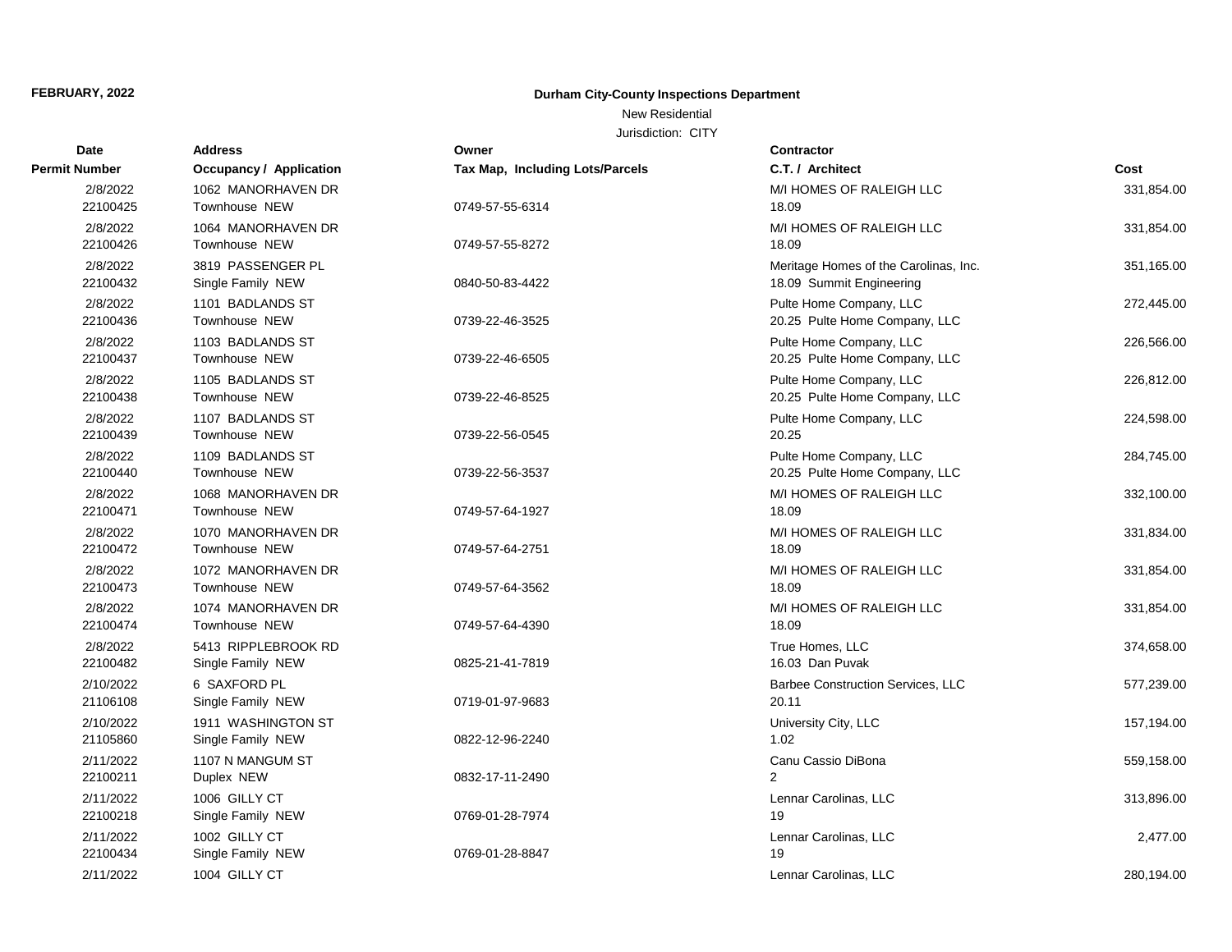**FEBRUARY, 2022**

**Durham City-County Inspections Department**

New Residential

Jurisdiction: CITY

| Date / Permit Number | Address / Occupancy / Application | Owner / Tax Map, Including Lots/Parcels | Contractor / C.T. / Architect | Cost |
|---|---|---|---|---|
| 2/8/2022<br>22100425 | 1062 MANORHAVEN DR<br>Townhouse NEW | 0749-57-55-6314 | M/I HOMES OF RALEIGH LLC<br>18.09 | 331,854.00 |
| 2/8/2022<br>22100426 | 1064 MANORHAVEN DR<br>Townhouse NEW | 0749-57-55-8272 | M/I HOMES OF RALEIGH LLC<br>18.09 | 331,854.00 |
| 2/8/2022<br>22100432 | 3819 PASSENGER PL<br>Single Family NEW | 0840-50-83-4422 | Meritage Homes of the Carolinas, Inc.<br>18.09 Summit Engineering | 351,165.00 |
| 2/8/2022<br>22100436 | 1101 BADLANDS ST<br>Townhouse NEW | 0739-22-46-3525 | Pulte Home Company, LLC<br>20.25 Pulte Home Company, LLC | 272,445.00 |
| 2/8/2022<br>22100437 | 1103 BADLANDS ST<br>Townhouse NEW | 0739-22-46-6505 | Pulte Home Company, LLC<br>20.25 Pulte Home Company, LLC | 226,566.00 |
| 2/8/2022<br>22100438 | 1105 BADLANDS ST<br>Townhouse NEW | 0739-22-46-8525 | Pulte Home Company, LLC<br>20.25 Pulte Home Company, LLC | 226,812.00 |
| 2/8/2022<br>22100439 | 1107 BADLANDS ST<br>Townhouse NEW | 0739-22-56-0545 | Pulte Home Company, LLC<br>20.25 | 224,598.00 |
| 2/8/2022<br>22100440 | 1109 BADLANDS ST<br>Townhouse NEW | 0739-22-56-3537 | Pulte Home Company, LLC<br>20.25 Pulte Home Company, LLC | 284,745.00 |
| 2/8/2022<br>22100471 | 1068 MANORHAVEN DR<br>Townhouse NEW | 0749-57-64-1927 | M/I HOMES OF RALEIGH LLC<br>18.09 | 332,100.00 |
| 2/8/2022<br>22100472 | 1070 MANORHAVEN DR<br>Townhouse NEW | 0749-57-64-2751 | M/I HOMES OF RALEIGH LLC<br>18.09 | 331,834.00 |
| 2/8/2022<br>22100473 | 1072 MANORHAVEN DR<br>Townhouse NEW | 0749-57-64-3562 | M/I HOMES OF RALEIGH LLC<br>18.09 | 331,854.00 |
| 2/8/2022<br>22100474 | 1074 MANORHAVEN DR<br>Townhouse NEW | 0749-57-64-4390 | M/I HOMES OF RALEIGH LLC<br>18.09 | 331,854.00 |
| 2/8/2022<br>22100482 | 5413 RIPPLEBROOK RD<br>Single Family NEW | 0825-21-41-7819 | True Homes, LLC<br>16.03 Dan Puvak | 374,658.00 |
| 2/10/2022<br>21106108 | 6 SAXFORD PL<br>Single Family NEW | 0719-01-97-9683 | Barbee Construction Services, LLC<br>20.11 | 577,239.00 |
| 2/10/2022<br>21105860 | 1911 WASHINGTON ST<br>Single Family NEW | 0822-12-96-2240 | University City, LLC<br>1.02 | 157,194.00 |
| 2/11/2022<br>22100211 | 1107 N MANGUM ST<br>Duplex NEW | 0832-17-11-2490 | Canu Cassio DiBona<br>2 | 559,158.00 |
| 2/11/2022<br>22100218 | 1006 GILLY CT<br>Single Family NEW | 0769-01-28-7974 | Lennar Carolinas, LLC<br>19 | 313,896.00 |
| 2/11/2022<br>22100434 | 1002 GILLY CT<br>Single Family NEW | 0769-01-28-8847 | Lennar Carolinas, LLC<br>19 | 2,477.00 |
| 2/11/2022 | 1004 GILLY CT | | Lennar Carolinas, LLC | 280,194.00 |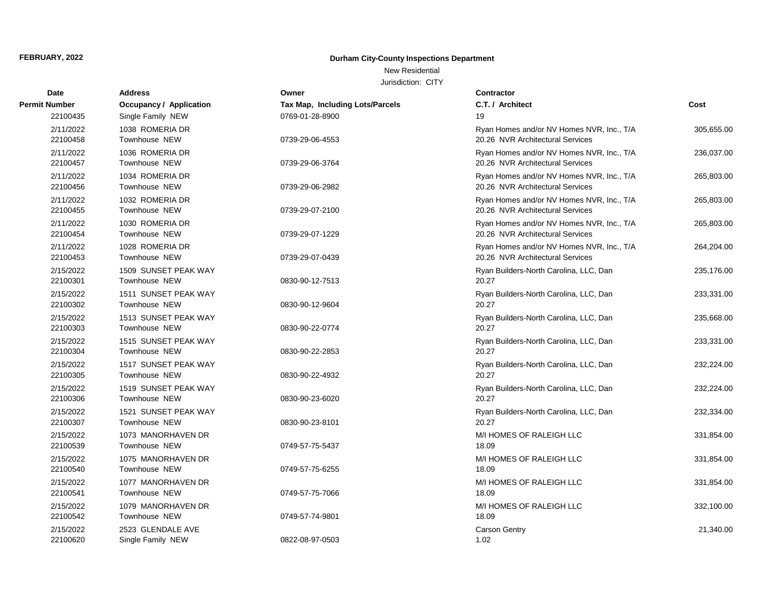**FEBRUARY, 2022**

**Durham City-County Inspections Department**

New Residential

Jurisdiction: CITY

| Date | Permit Number | Address | Occupancy / Application | Owner | Tax Map, Including Lots/Parcels | Contractor | C.T. / Architect | Cost |
|---|---|---|---|---|---|---|---|---|
| | 22100435 | | Single Family NEW | | 0769-01-28-8900 | | 19 | |
| 2/11/2022 | 22100458 | 1038 ROMERIA DR | Townhouse NEW | | 0739-29-06-4553 | Ryan Homes and/or NV Homes NVR, Inc., T/A | 20.26 NVR Architectural Services | 305,655.00 |
| 2/11/2022 | 22100457 | 1036 ROMERIA DR | Townhouse NEW | | 0739-29-06-3764 | Ryan Homes and/or NV Homes NVR, Inc., T/A | 20.26 NVR Architectural Services | 236,037.00 |
| 2/11/2022 | 22100456 | 1034 ROMERIA DR | Townhouse NEW | | 0739-29-06-2982 | Ryan Homes and/or NV Homes NVR, Inc., T/A | 20.26 NVR Architectural Services | 265,803.00 |
| 2/11/2022 | 22100455 | 1032 ROMERIA DR | Townhouse NEW | | 0739-29-07-2100 | Ryan Homes and/or NV Homes NVR, Inc., T/A | 20.26 NVR Architectural Services | 265,803.00 |
| 2/11/2022 | 22100454 | 1030 ROMERIA DR | Townhouse NEW | | 0739-29-07-1229 | Ryan Homes and/or NV Homes NVR, Inc., T/A | 20.26 NVR Architectural Services | 265,803.00 |
| 2/11/2022 | 22100453 | 1028 ROMERIA DR | Townhouse NEW | | 0739-29-07-0439 | Ryan Homes and/or NV Homes NVR, Inc., T/A | 20.26 NVR Architectural Services | 264,204.00 |
| 2/15/2022 | 22100301 | 1509 SUNSET PEAK WAY | Townhouse NEW | | 0830-90-12-7513 | Ryan Builders-North Carolina, LLC, Dan | 20.27 | 235,176.00 |
| 2/15/2022 | 22100302 | 1511 SUNSET PEAK WAY | Townhouse NEW | | 0830-90-12-9604 | Ryan Builders-North Carolina, LLC, Dan | 20.27 | 233,331.00 |
| 2/15/2022 | 22100303 | 1513 SUNSET PEAK WAY | Townhouse NEW | | 0830-90-22-0774 | Ryan Builders-North Carolina, LLC, Dan | 20.27 | 235,668.00 |
| 2/15/2022 | 22100304 | 1515 SUNSET PEAK WAY | Townhouse NEW | | 0830-90-22-2853 | Ryan Builders-North Carolina, LLC, Dan | 20.27 | 233,331.00 |
| 2/15/2022 | 22100305 | 1517 SUNSET PEAK WAY | Townhouse NEW | | 0830-90-22-4932 | Ryan Builders-North Carolina, LLC, Dan | 20.27 | 232,224.00 |
| 2/15/2022 | 22100306 | 1519 SUNSET PEAK WAY | Townhouse NEW | | 0830-90-23-6020 | Ryan Builders-North Carolina, LLC, Dan | 20.27 | 232,224.00 |
| 2/15/2022 | 22100307 | 1521 SUNSET PEAK WAY | Townhouse NEW | | 0830-90-23-8101 | Ryan Builders-North Carolina, LLC, Dan | 20.27 | 232,334.00 |
| 2/15/2022 | 22100539 | 1073 MANORHAVEN DR | Townhouse NEW | | 0749-57-75-5437 | M/I HOMES OF RALEIGH LLC | 18.09 | 331,854.00 |
| 2/15/2022 | 22100540 | 1075 MANORHAVEN DR | Townhouse NEW | | 0749-57-75-6255 | M/I HOMES OF RALEIGH LLC | 18.09 | 331,854.00 |
| 2/15/2022 | 22100541 | 1077 MANORHAVEN DR | Townhouse NEW | | 0749-57-75-7066 | M/I HOMES OF RALEIGH LLC | 18.09 | 331,854.00 |
| 2/15/2022 | 22100542 | 1079 MANORHAVEN DR | Townhouse NEW | | 0749-57-74-9801 | M/I HOMES OF RALEIGH LLC | 18.09 | 332,100.00 |
| 2/15/2022 | 22100620 | 2523 GLENDALE AVE | Single Family NEW | | 0822-08-97-0503 | Carson Gentry | 1.02 | 21,340.00 |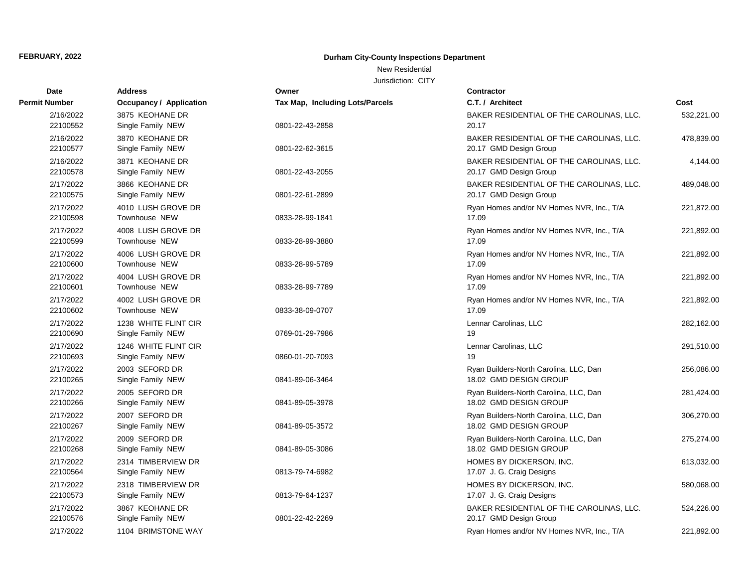**FEBRUARY, 2022**

**Durham City-County Inspections Department**

New Residential

Jurisdiction: CITY

| Date<br>Permit Number | Address<br>Occupancy / Application | Owner<br>Tax Map, Including Lots/Parcels | Contractor<br>C.T. / Architect | Cost |
|---|---|---|---|---|
| 2/16/2022<br>22100552 | 3875 KEOHANE DR<br>Single Family NEW | 0801-22-43-2858 | BAKER RESIDENTIAL OF THE CAROLINAS, LLC.<br>20.17 | 532,221.00 |
| 2/16/2022<br>22100577 | 3870 KEOHANE DR<br>Single Family NEW | 0801-22-62-3615 | BAKER RESIDENTIAL OF THE CAROLINAS, LLC.<br>20.17 GMD Design Group | 478,839.00 |
| 2/16/2022<br>22100578 | 3871 KEOHANE DR<br>Single Family NEW | 0801-22-43-2055 | BAKER RESIDENTIAL OF THE CAROLINAS, LLC.<br>20.17 GMD Design Group | 4,144.00 |
| 2/17/2022<br>22100575 | 3866 KEOHANE DR<br>Single Family NEW | 0801-22-61-2899 | BAKER RESIDENTIAL OF THE CAROLINAS, LLC.<br>20.17 GMD Design Group | 489,048.00 |
| 2/17/2022<br>22100598 | 4010 LUSH GROVE DR<br>Townhouse NEW | 0833-28-99-1841 | Ryan Homes and/or NV Homes NVR, Inc., T/A<br>17.09 | 221,872.00 |
| 2/17/2022<br>22100599 | 4008 LUSH GROVE DR<br>Townhouse NEW | 0833-28-99-3880 | Ryan Homes and/or NV Homes NVR, Inc., T/A<br>17.09 | 221,892.00 |
| 2/17/2022<br>22100600 | 4006 LUSH GROVE DR<br>Townhouse NEW | 0833-28-99-5789 | Ryan Homes and/or NV Homes NVR, Inc., T/A<br>17.09 | 221,892.00 |
| 2/17/2022<br>22100601 | 4004 LUSH GROVE DR<br>Townhouse NEW | 0833-28-99-7789 | Ryan Homes and/or NV Homes NVR, Inc., T/A<br>17.09 | 221,892.00 |
| 2/17/2022<br>22100602 | 4002 LUSH GROVE DR<br>Townhouse NEW | 0833-38-09-0707 | Ryan Homes and/or NV Homes NVR, Inc., T/A<br>17.09 | 221,892.00 |
| 2/17/2022<br>22100690 | 1238 WHITE FLINT CIR<br>Single Family NEW | 0769-01-29-7986 | Lennar Carolinas, LLC<br>19 | 282,162.00 |
| 2/17/2022<br>22100693 | 1246 WHITE FLINT CIR<br>Single Family NEW | 0860-01-20-7093 | Lennar Carolinas, LLC<br>19 | 291,510.00 |
| 2/17/2022<br>22100265 | 2003 SEFORD DR<br>Single Family NEW | 0841-89-06-3464 | Ryan Builders-North Carolina, LLC, Dan<br>18.02 GMD DESIGN GROUP | 256,086.00 |
| 2/17/2022<br>22100266 | 2005 SEFORD DR<br>Single Family NEW | 0841-89-05-3978 | Ryan Builders-North Carolina, LLC, Dan<br>18.02 GMD DESIGN GROUP | 281,424.00 |
| 2/17/2022<br>22100267 | 2007 SEFORD DR<br>Single Family NEW | 0841-89-05-3572 | Ryan Builders-North Carolina, LLC, Dan<br>18.02 GMD DESIGN GROUP | 306,270.00 |
| 2/17/2022<br>22100268 | 2009 SEFORD DR<br>Single Family NEW | 0841-89-05-3086 | Ryan Builders-North Carolina, LLC, Dan<br>18.02 GMD DESIGN GROUP | 275,274.00 |
| 2/17/2022<br>22100564 | 2314 TIMBERVIEW DR<br>Single Family NEW | 0813-79-74-6982 | HOMES BY DICKERSON, INC.<br>17.07 J. G. Craig Designs | 613,032.00 |
| 2/17/2022<br>22100573 | 2318 TIMBERVIEW DR<br>Single Family NEW | 0813-79-64-1237 | HOMES BY DICKERSON, INC.<br>17.07 J. G. Craig Designs | 580,068.00 |
| 2/17/2022<br>22100576 | 3867 KEOHANE DR<br>Single Family NEW | 0801-22-42-2269 | BAKER RESIDENTIAL OF THE CAROLINAS, LLC.<br>20.17 GMD Design Group | 524,226.00 |
| 2/17/2022 | 1104 BRIMSTONE WAY | | Ryan Homes and/or NV Homes NVR, Inc., T/A | 221,892.00 |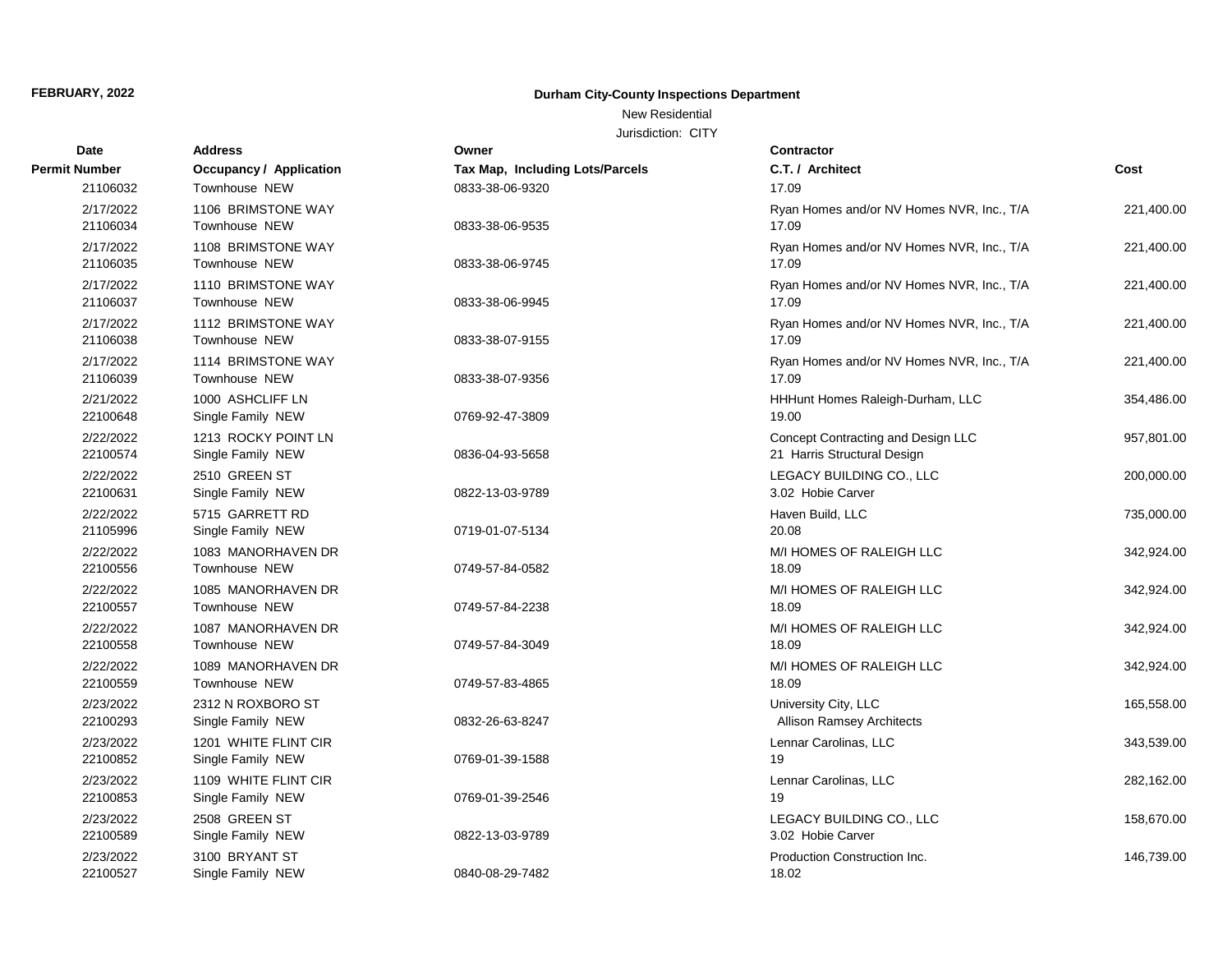**FEBRUARY, 2022**

**Durham City-County Inspections Department**

New Residential

Jurisdiction: CITY

| Date / Permit Number | Address / Occupancy / Application | Owner / Tax Map, Including Lots/Parcels | Contractor / C.T. / Architect | Cost |
|---|---|---|---|---|
| 21106032 | Townhouse NEW | 0833-38-06-9320 | 17.09 | |
| 2/17/2022 21106034 | 1106 BRIMSTONE WAY Townhouse NEW | 0833-38-06-9535 | Ryan Homes and/or NV Homes NVR, Inc., T/A 17.09 | 221,400.00 |
| 2/17/2022 21106035 | 1108 BRIMSTONE WAY Townhouse NEW | 0833-38-06-9745 | Ryan Homes and/or NV Homes NVR, Inc., T/A 17.09 | 221,400.00 |
| 2/17/2022 21106037 | 1110 BRIMSTONE WAY Townhouse NEW | 0833-38-06-9945 | Ryan Homes and/or NV Homes NVR, Inc., T/A 17.09 | 221,400.00 |
| 2/17/2022 21106038 | 1112 BRIMSTONE WAY Townhouse NEW | 0833-38-07-9155 | Ryan Homes and/or NV Homes NVR, Inc., T/A 17.09 | 221,400.00 |
| 2/17/2022 21106039 | 1114 BRIMSTONE WAY Townhouse NEW | 0833-38-07-9356 | Ryan Homes and/or NV Homes NVR, Inc., T/A 17.09 | 221,400.00 |
| 2/21/2022 22100648 | 1000 ASHCLIFF LN Single Family NEW | 0769-92-47-3809 | HHHunt Homes Raleigh-Durham, LLC 19.00 | 354,486.00 |
| 2/22/2022 22100574 | 1213 ROCKY POINT LN Single Family NEW | 0836-04-93-5658 | Concept Contracting and Design LLC 21 Harris Structural Design | 957,801.00 |
| 2/22/2022 22100631 | 2510 GREEN ST Single Family NEW | 0822-13-03-9789 | LEGACY BUILDING CO., LLC 3.02 Hobie Carver | 200,000.00 |
| 2/22/2022 21105996 | 5715 GARRETT RD Single Family NEW | 0719-01-07-5134 | Haven Build, LLC 20.08 | 735,000.00 |
| 2/22/2022 22100556 | 1083 MANORHAVEN DR Townhouse NEW | 0749-57-84-0582 | M/I HOMES OF RALEIGH LLC 18.09 | 342,924.00 |
| 2/22/2022 22100557 | 1085 MANORHAVEN DR Townhouse NEW | 0749-57-84-2238 | M/I HOMES OF RALEIGH LLC 18.09 | 342,924.00 |
| 2/22/2022 22100558 | 1087 MANORHAVEN DR Townhouse NEW | 0749-57-84-3049 | M/I HOMES OF RALEIGH LLC 18.09 | 342,924.00 |
| 2/22/2022 22100559 | 1089 MANORHAVEN DR Townhouse NEW | 0749-57-83-4865 | M/I HOMES OF RALEIGH LLC 18.09 | 342,924.00 |
| 2/23/2022 22100293 | 2312 N ROXBORO ST Single Family NEW | 0832-26-63-8247 | University City, LLC Allison Ramsey Architects | 165,558.00 |
| 2/23/2022 22100852 | 1201 WHITE FLINT CIR Single Family NEW | 0769-01-39-1588 | Lennar Carolinas, LLC 19 | 343,539.00 |
| 2/23/2022 22100853 | 1109 WHITE FLINT CIR Single Family NEW | 0769-01-39-2546 | Lennar Carolinas, LLC 19 | 282,162.00 |
| 2/23/2022 22100589 | 2508 GREEN ST Single Family NEW | 0822-13-03-9789 | LEGACY BUILDING CO., LLC 3.02 Hobie Carver | 158,670.00 |
| 2/23/2022 22100527 | 3100 BRYANT ST Single Family NEW | 0840-08-29-7482 | Production Construction Inc. 18.02 | 146,739.00 |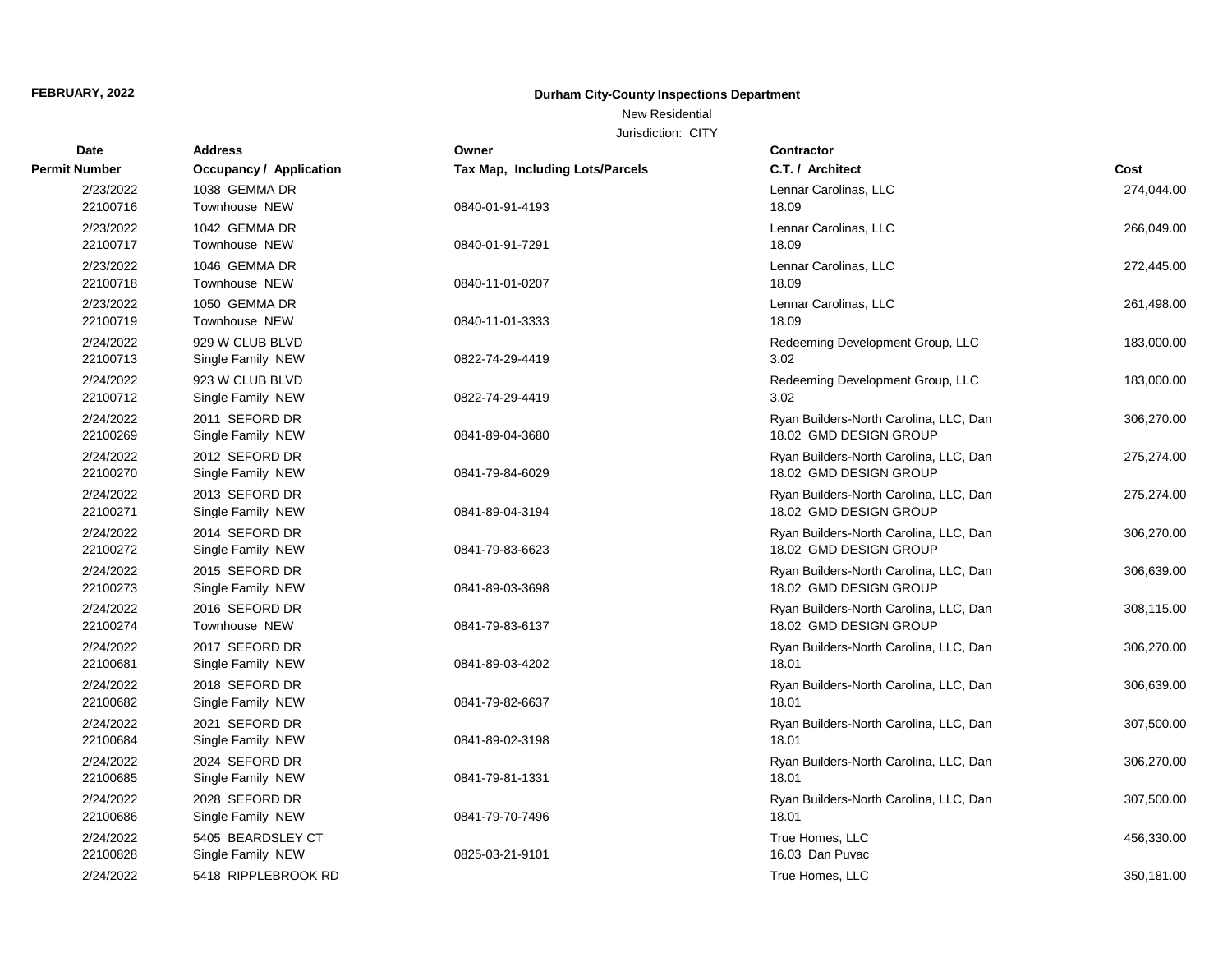**FEBRUARY, 2022**

**Durham City-County Inspections Department**

New Residential

Jurisdiction: CITY

| Date / Permit Number | Address / Occupancy / Application | Owner / Tax Map, Including Lots/Parcels | Contractor / C.T. / Architect | Cost |
|---|---|---|---|---|
| 2/23/2022 22100716 | 1038 GEMMA DR Townhouse NEW | 0840-01-91-4193 | Lennar Carolinas, LLC 18.09 | 274,044.00 |
| 2/23/2022 22100717 | 1042 GEMMA DR Townhouse NEW | 0840-01-91-7291 | Lennar Carolinas, LLC 18.09 | 266,049.00 |
| 2/23/2022 22100718 | 1046 GEMMA DR Townhouse NEW | 0840-11-01-0207 | Lennar Carolinas, LLC 18.09 | 272,445.00 |
| 2/23/2022 22100719 | 1050 GEMMA DR Townhouse NEW | 0840-11-01-3333 | Lennar Carolinas, LLC 18.09 | 261,498.00 |
| 2/24/2022 22100713 | 929 W CLUB BLVD Single Family NEW | 0822-74-29-4419 | Redeeming Development Group, LLC 3.02 | 183,000.00 |
| 2/24/2022 22100712 | 923 W CLUB BLVD Single Family NEW | 0822-74-29-4419 | Redeeming Development Group, LLC 3.02 | 183,000.00 |
| 2/24/2022 22100269 | 2011 SEFORD DR Single Family NEW | 0841-89-04-3680 | Ryan Builders-North Carolina, LLC, Dan 18.02 GMD DESIGN GROUP | 306,270.00 |
| 2/24/2022 22100270 | 2012 SEFORD DR Single Family NEW | 0841-79-84-6029 | Ryan Builders-North Carolina, LLC, Dan 18.02 GMD DESIGN GROUP | 275,274.00 |
| 2/24/2022 22100271 | 2013 SEFORD DR Single Family NEW | 0841-89-04-3194 | Ryan Builders-North Carolina, LLC, Dan 18.02 GMD DESIGN GROUP | 275,274.00 |
| 2/24/2022 22100272 | 2014 SEFORD DR Single Family NEW | 0841-79-83-6623 | Ryan Builders-North Carolina, LLC, Dan 18.02 GMD DESIGN GROUP | 306,270.00 |
| 2/24/2022 22100273 | 2015 SEFORD DR Single Family NEW | 0841-89-03-3698 | Ryan Builders-North Carolina, LLC, Dan 18.02 GMD DESIGN GROUP | 306,639.00 |
| 2/24/2022 22100274 | 2016 SEFORD DR Townhouse NEW | 0841-79-83-6137 | Ryan Builders-North Carolina, LLC, Dan 18.02 GMD DESIGN GROUP | 308,115.00 |
| 2/24/2022 22100681 | 2017 SEFORD DR Single Family NEW | 0841-89-03-4202 | Ryan Builders-North Carolina, LLC, Dan 18.01 | 306,270.00 |
| 2/24/2022 22100682 | 2018 SEFORD DR Single Family NEW | 0841-79-82-6637 | Ryan Builders-North Carolina, LLC, Dan 18.01 | 306,639.00 |
| 2/24/2022 22100684 | 2021 SEFORD DR Single Family NEW | 0841-89-02-3198 | Ryan Builders-North Carolina, LLC, Dan 18.01 | 307,500.00 |
| 2/24/2022 22100685 | 2024 SEFORD DR Single Family NEW | 0841-79-81-1331 | Ryan Builders-North Carolina, LLC, Dan 18.01 | 306,270.00 |
| 2/24/2022 22100686 | 2028 SEFORD DR Single Family NEW | 0841-79-70-7496 | Ryan Builders-North Carolina, LLC, Dan 18.01 | 307,500.00 |
| 2/24/2022 22100828 | 5405 BEARDSLEY CT Single Family NEW | 0825-03-21-9101 | True Homes, LLC 16.03 Dan Puvac | 456,330.00 |
| 2/24/2022 | 5418 RIPPLEBROOK RD | | True Homes, LLC | 350,181.00 |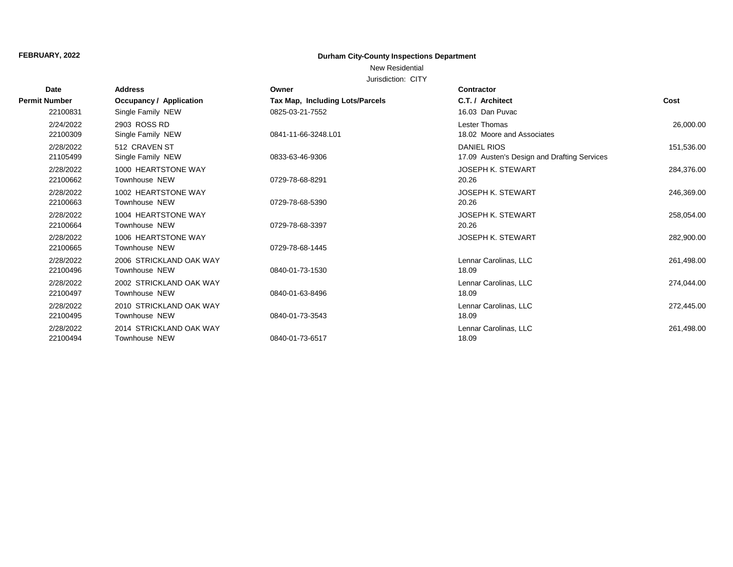**FEBRUARY, 2022**

**Durham City-County Inspections Department**

New Residential

Jurisdiction: CITY

| Date<br>Permit Number | Address<br>Occupancy / Application | Owner<br>Tax Map, Including Lots/Parcels | Contractor<br>C.T. / Architect | Cost |
|---|---|---|---|---|
| 22100831 | Single Family NEW | 0825-03-21-7552 | 16.03 Dan Puvac | |
| 2/24/2022 | 2903 ROSS RD | | Lester Thomas | 26,000.00 |
| 22100309 | Single Family NEW | 0841-11-66-3248.L01 | 18.02 Moore and Associates | |
| 2/28/2022 | 512 CRAVEN ST | | DANIEL RIOS | 151,536.00 |
| 21105499 | Single Family NEW | 0833-63-46-9306 | 17.09 Austen's Design and Drafting Services | |
| 2/28/2022 | 1000 HEARTSTONE WAY | | JOSEPH K. STEWART | 284,376.00 |
| 22100662 | Townhouse NEW | 0729-78-68-8291 | 20.26 | |
| 2/28/2022 | 1002 HEARTSTONE WAY | | JOSEPH K. STEWART | 246,369.00 |
| 22100663 | Townhouse NEW | 0729-78-68-5390 | 20.26 | |
| 2/28/2022 | 1004 HEARTSTONE WAY | | JOSEPH K. STEWART | 258,054.00 |
| 22100664 | Townhouse NEW | 0729-78-68-3397 | 20.26 | |
| 2/28/2022 | 1006 HEARTSTONE WAY | | JOSEPH K. STEWART | 282,900.00 |
| 22100665 | Townhouse NEW | 0729-78-68-1445 | | |
| 2/28/2022 | 2006 STRICKLAND OAK WAY | | Lennar Carolinas, LLC | 261,498.00 |
| 22100496 | Townhouse NEW | 0840-01-73-1530 | 18.09 | |
| 2/28/2022 | 2002 STRICKLAND OAK WAY | | Lennar Carolinas, LLC | 274,044.00 |
| 22100497 | Townhouse NEW | 0840-01-63-8496 | 18.09 | |
| 2/28/2022 | 2010 STRICKLAND OAK WAY | | Lennar Carolinas, LLC | 272,445.00 |
| 22100495 | Townhouse NEW | 0840-01-73-3543 | 18.09 | |
| 2/28/2022 | 2014 STRICKLAND OAK WAY | | Lennar Carolinas, LLC | 261,498.00 |
| 22100494 | Townhouse NEW | 0840-01-73-6517 | 18.09 | |